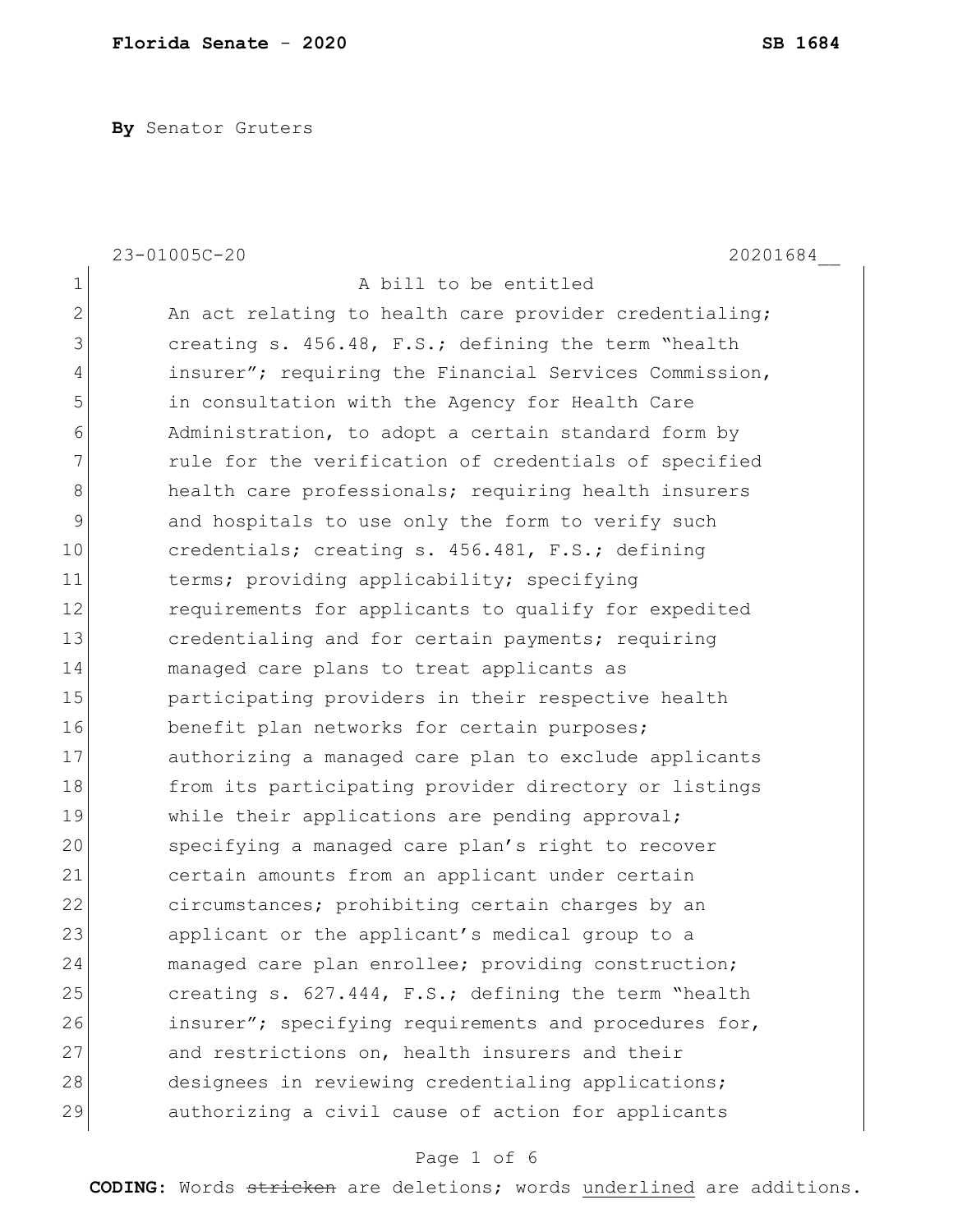**By** Senator Gruters

23-01005C-20 20201684__

A bill to be entitled

An act relating to health care provider credentialing; creating s. 456.48, F.S.; defining the term "health insurer"; requiring the Financial Services Commission, in consultation with the Agency for Health Care Administration, to adopt a certain standard form by rule for the verification of credentials of specified health care professionals; requiring health insurers and hospitals to use only the form to verify such credentials; creating s. 456.481, F.S.; defining terms; providing applicability; specifying requirements for applicants to qualify for expedited credentialing and for certain payments; requiring managed care plans to treat applicants as participating providers in their respective health benefit plan networks for certain purposes; authorizing a managed care plan to exclude applicants from its participating provider directory or listings while their applications are pending approval; specifying a managed care plan's right to recover certain amounts from an applicant under certain circumstances; prohibiting certain charges by an applicant or the applicant's medical group to a managed care plan enrollee; providing construction; creating s. 627.444, F.S.; defining the term "health insurer"; specifying requirements and procedures for, and restrictions on, health insurers and their designees in reviewing credentialing applications; authorizing a civil cause of action for applicants

CODING: Words stricken are deletions; words underlined are additions.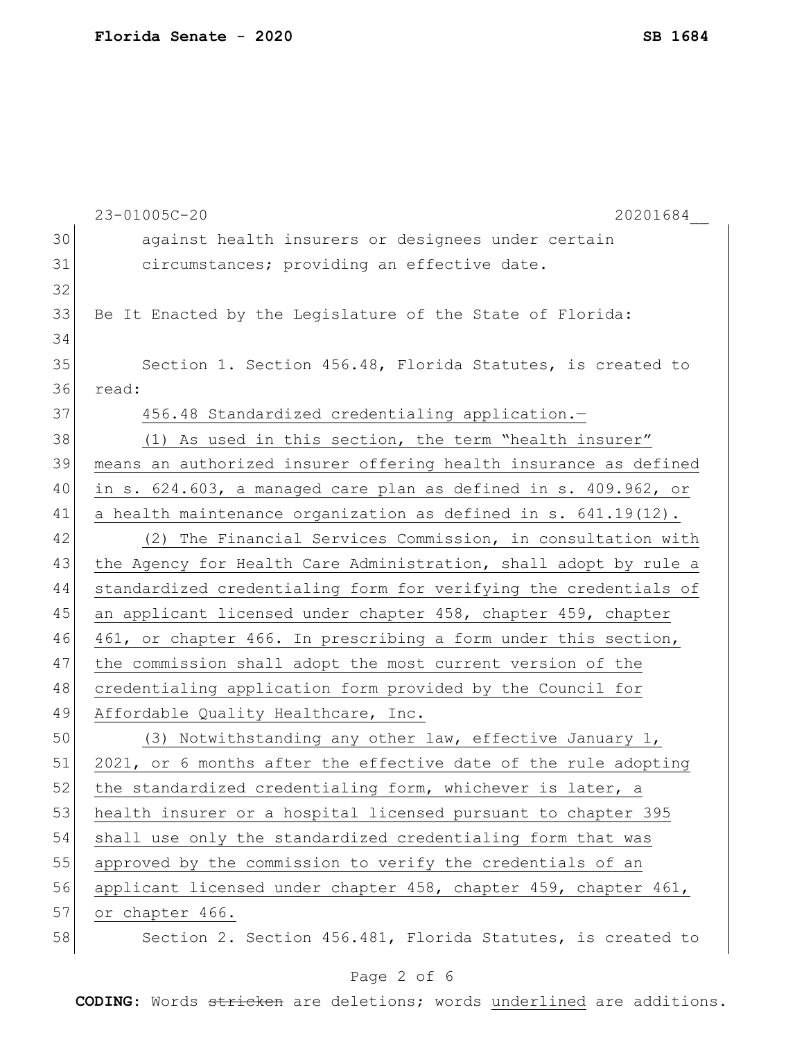against health insurers or designees under certain circumstances; providing an effective date.

Be It Enacted by the Legislature of the State of Florida:

Section 1. Section 456.48, Florida Statutes, is created to read:

456.48 Standardized credentialing application.—

(1) As used in this section, the term "health insurer" means an authorized insurer offering health insurance as defined in s. 624.603, a managed care plan as defined in s. 409.962, or a health maintenance organization as defined in s. 641.19(12).

(2) The Financial Services Commission, in consultation with the Agency for Health Care Administration, shall adopt by rule a standardized credentialing form for verifying the credentials of an applicant licensed under chapter 458, chapter 459, chapter 461, or chapter 466. In prescribing a form under this section, the commission shall adopt the most current version of the credentialing application form provided by the Council for Affordable Quality Healthcare, Inc.

(3) Notwithstanding any other law, effective January 1, 2021, or 6 months after the effective date of the rule adopting the standardized credentialing form, whichever is later, a health insurer or a hospital licensed pursuant to chapter 395 shall use only the standardized credentialing form that was approved by the commission to verify the credentials of an applicant licensed under chapter 458, chapter 459, chapter 461, or chapter 466.

Section 2. Section 456.481, Florida Statutes, is created to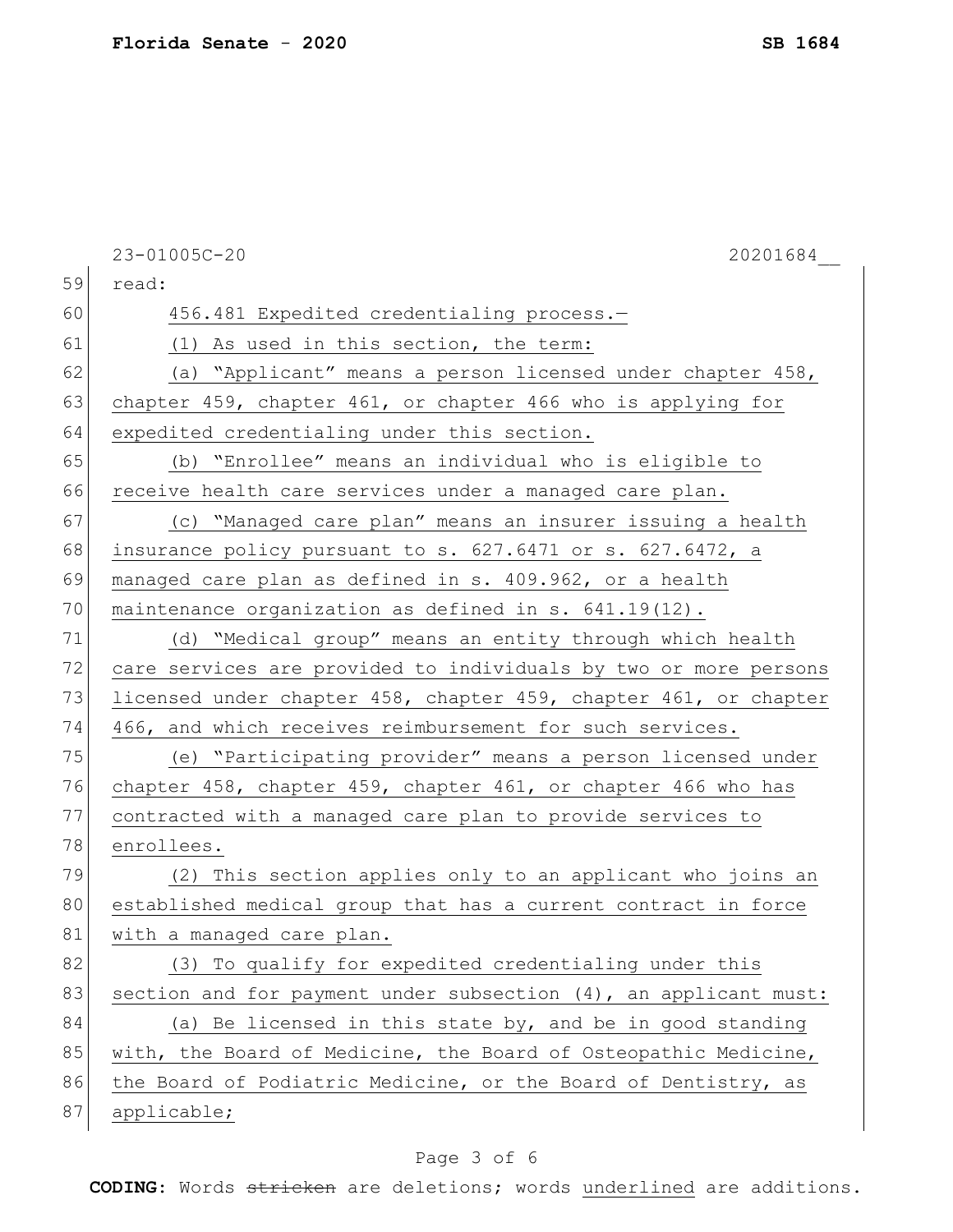23-01005C-20 20201684__

read:

456.481 Expedited credentialing process.—

(1) As used in this section, the term:

(a) "Applicant" means a person licensed under chapter 458, chapter 459, chapter 461, or chapter 466 who is applying for expedited credentialing under this section.

(b) "Enrollee" means an individual who is eligible to receive health care services under a managed care plan.

(c) "Managed care plan" means an insurer issuing a health insurance policy pursuant to s. 627.6471 or s. 627.6472, a managed care plan as defined in s. 409.962, or a health maintenance organization as defined in s. 641.19(12).

(d) "Medical group" means an entity through which health care services are provided to individuals by two or more persons licensed under chapter 458, chapter 459, chapter 461, or chapter 466, and which receives reimbursement for such services.

(e) "Participating provider" means a person licensed under chapter 458, chapter 459, chapter 461, or chapter 466 who has contracted with a managed care plan to provide services to enrollees.

(2) This section applies only to an applicant who joins an established medical group that has a current contract in force with a managed care plan.

(3) To qualify for expedited credentialing under this section and for payment under subsection (4), an applicant must:

(a) Be licensed in this state by, and be in good standing with, the Board of Medicine, the Board of Osteopathic Medicine, the Board of Podiatric Medicine, or the Board of Dentistry, as applicable;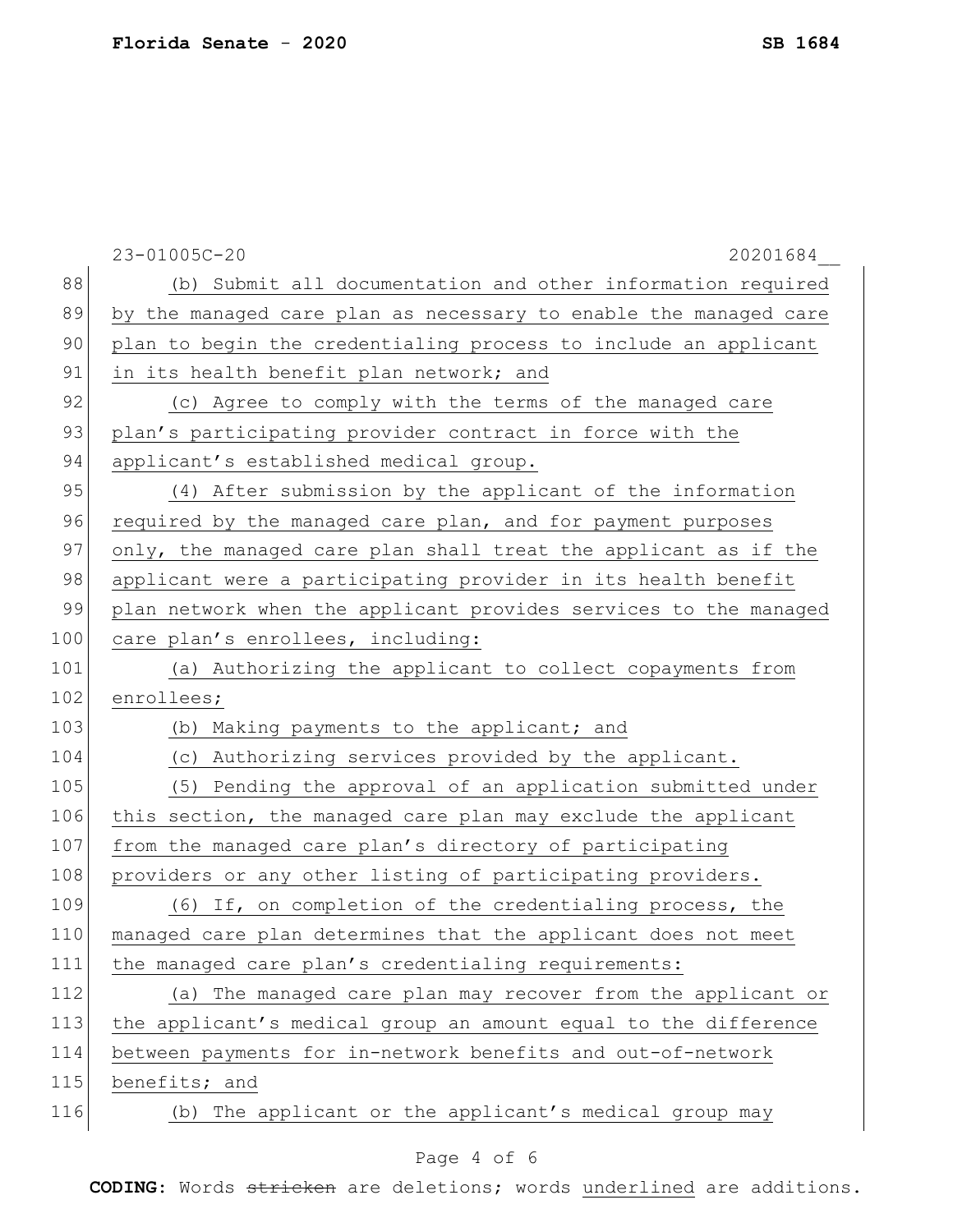(b) Submit all documentation and other information required by the managed care plan as necessary to enable the managed care plan to begin the credentialing process to include an applicant in its health benefit plan network; and

(c) Agree to comply with the terms of the managed care plan's participating provider contract in force with the applicant's established medical group.

(4) After submission by the applicant of the information required by the managed care plan, and for payment purposes only, the managed care plan shall treat the applicant as if the applicant were a participating provider in its health benefit plan network when the applicant provides services to the managed care plan's enrollees, including:

(a) Authorizing the applicant to collect copayments from enrollees;

(b) Making payments to the applicant; and

(c) Authorizing services provided by the applicant.

(5) Pending the approval of an application submitted under this section, the managed care plan may exclude the applicant from the managed care plan's directory of participating providers or any other listing of participating providers.

(6) If, on completion of the credentialing process, the managed care plan determines that the applicant does not meet the managed care plan's credentialing requirements:

(a) The managed care plan may recover from the applicant or the applicant's medical group an amount equal to the difference between payments for in-network benefits and out-of-network benefits; and

(b) The applicant or the applicant's medical group may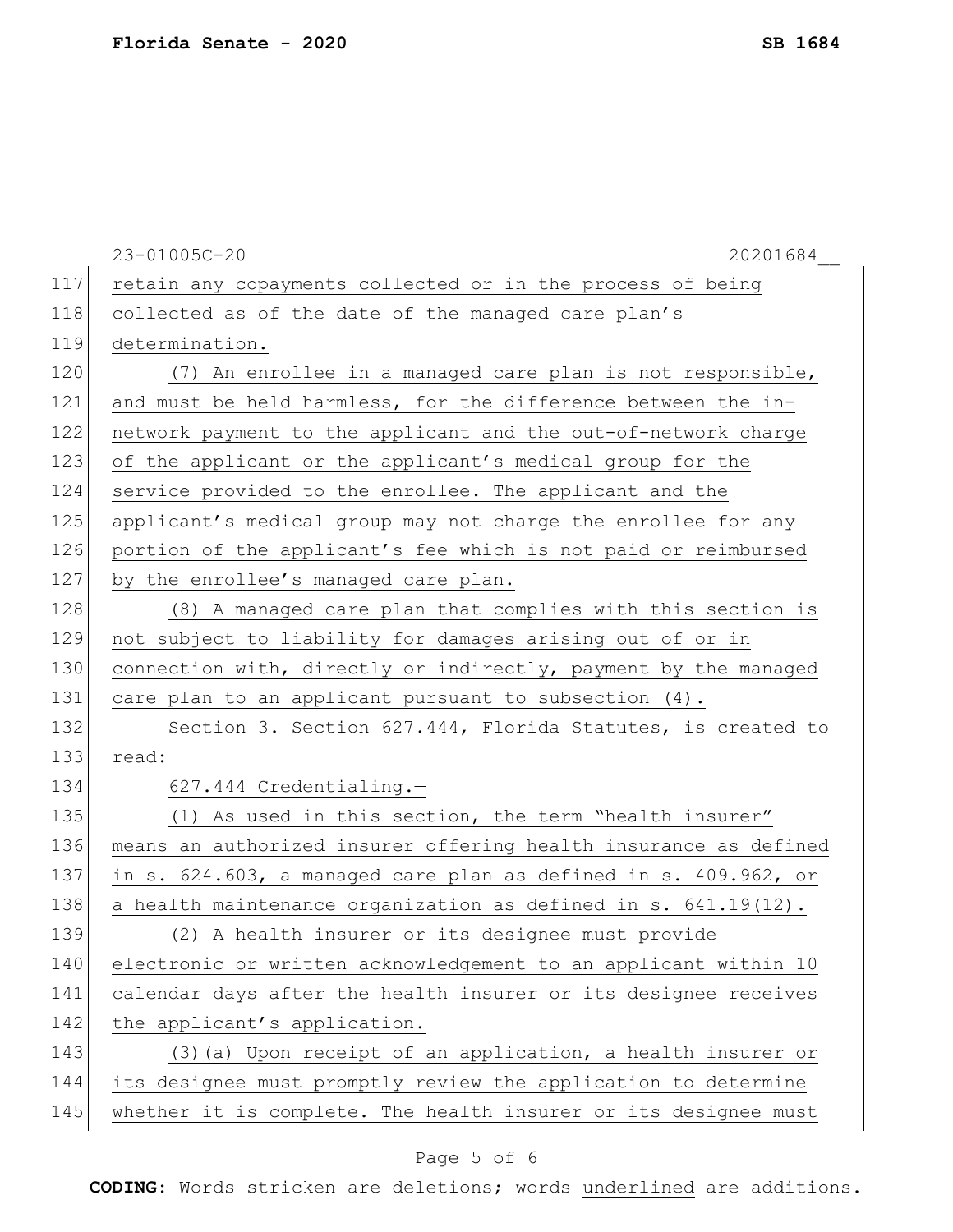retain any copayments collected or in the process of being collected as of the date of the managed care plan's determination.

(7) An enrollee in a managed care plan is not responsible, and must be held harmless, for the difference between the in-network payment to the applicant and the out-of-network charge of the applicant or the applicant's medical group for the service provided to the enrollee. The applicant and the applicant's medical group may not charge the enrollee for any portion of the applicant's fee which is not paid or reimbursed by the enrollee's managed care plan.

(8) A managed care plan that complies with this section is not subject to liability for damages arising out of or in connection with, directly or indirectly, payment by the managed care plan to an applicant pursuant to subsection (4).

Section 3. Section 627.444, Florida Statutes, is created to read:

627.444 Credentialing.—

(1) As used in this section, the term "health insurer" means an authorized insurer offering health insurance as defined in s. 624.603, a managed care plan as defined in s. 409.962, or a health maintenance organization as defined in s. 641.19(12).

(2) A health insurer or its designee must provide electronic or written acknowledgement to an applicant within 10 calendar days after the health insurer or its designee receives the applicant's application.

(3)(a) Upon receipt of an application, a health insurer or its designee must promptly review the application to determine whether it is complete. The health insurer or its designee must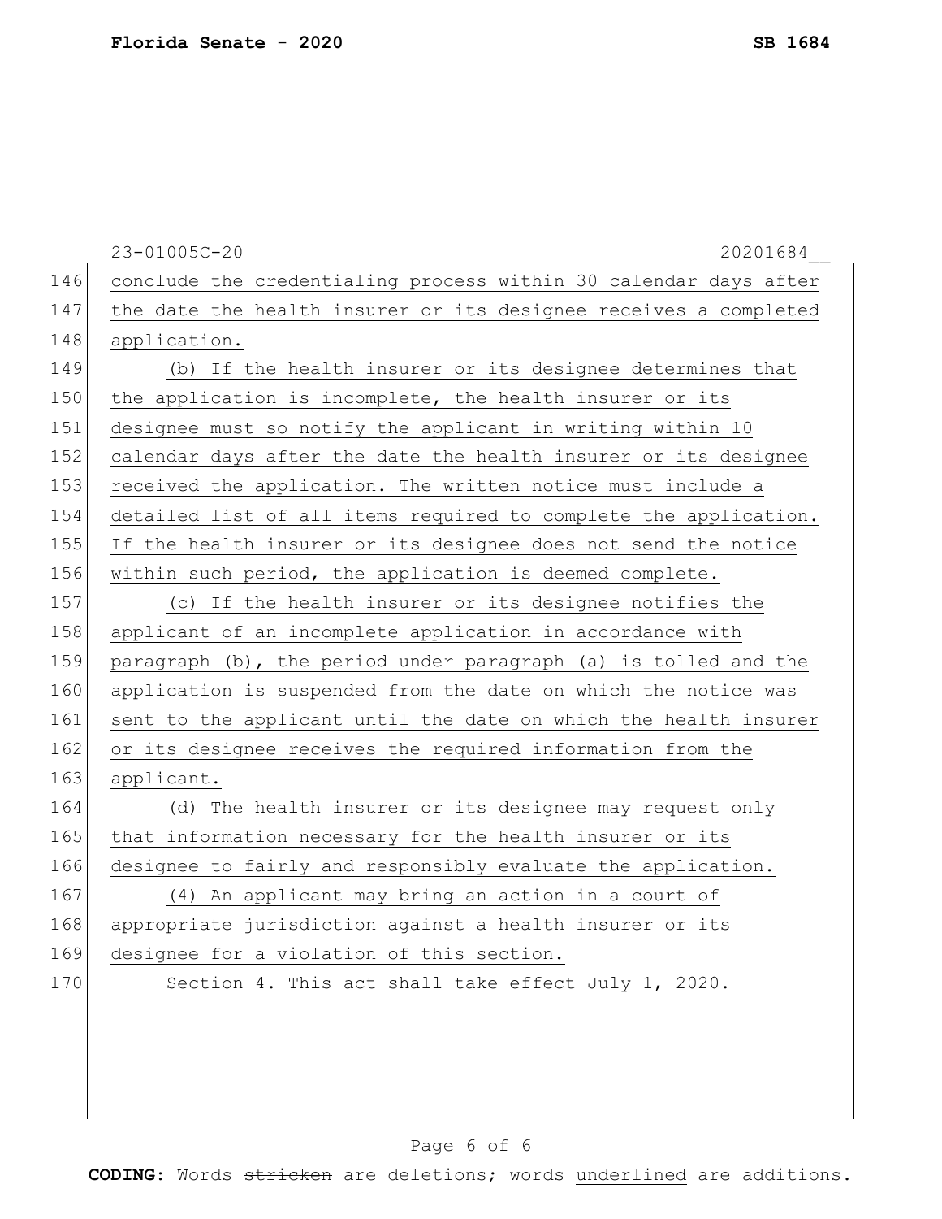conclude the credentialing process within 30 calendar days after the date the health insurer or its designee receives a completed application.

(b) If the health insurer or its designee determines that the application is incomplete, the health insurer or its designee must so notify the applicant in writing within 10 calendar days after the date the health insurer or its designee received the application. The written notice must include a detailed list of all items required to complete the application. If the health insurer or its designee does not send the notice within such period, the application is deemed complete.

(c) If the health insurer or its designee notifies the applicant of an incomplete application in accordance with paragraph (b), the period under paragraph (a) is tolled and the application is suspended from the date on which the notice was sent to the applicant until the date on which the health insurer or its designee receives the required information from the applicant.

(d) The health insurer or its designee may request only that information necessary for the health insurer or its designee to fairly and responsibly evaluate the application.

(4) An applicant may bring an action in a court of appropriate jurisdiction against a health insurer or its designee for a violation of this section.

Section 4. This act shall take effect July 1, 2020.